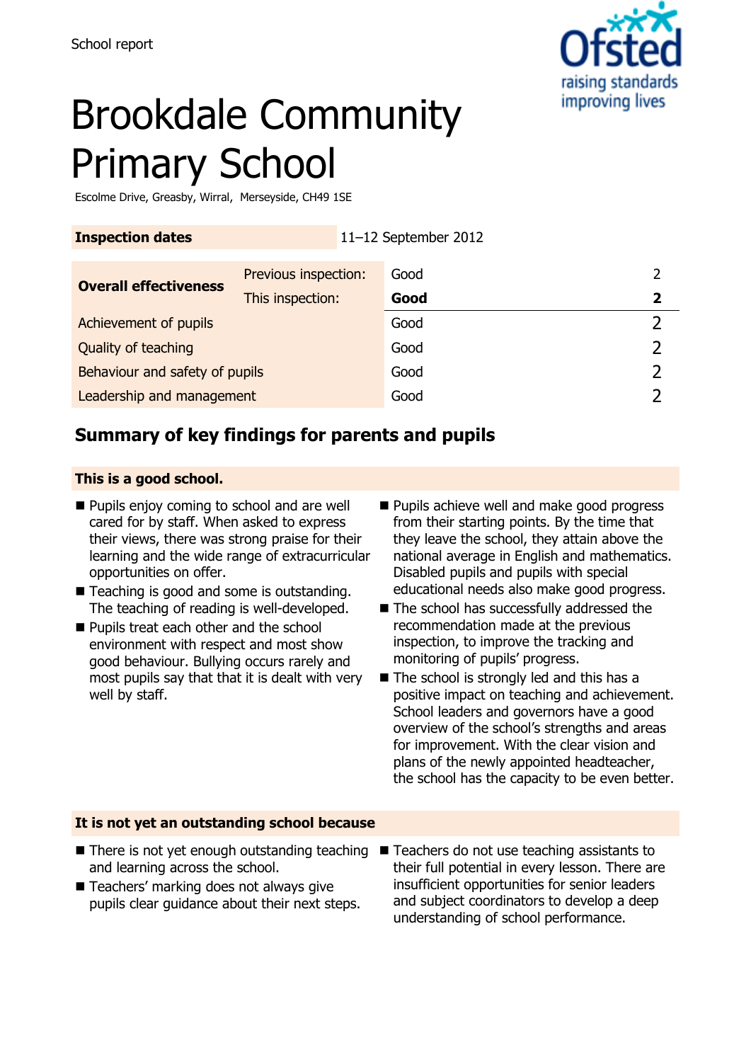School report

# Brookdale Community Primary School

Escolme Drive, Greasby, Wirral, Merseyside, CH49 1SE

| **Inspection dates** | 11–12 September 2012 |
|---|---|

| | | | |
|---|---|---|---|
| **Overall effectiveness** | Previous inspection: | Good | 2 |
| | This inspection: | **Good** | **2** |
| Achievement of pupils | | Good | 2 |
| Quality of teaching | | Good | 2 |
| Behaviour and safety of pupils | | Good | 2 |
| Leadership and management | | Good | 2 |

## Summary of key findings for parents and pupils

### This is a good school.

- Pupils enjoy coming to school and are well cared for by staff. When asked to express their views, there was strong praise for their learning and the wide range of extracurricular opportunities on offer.
- Teaching is good and some is outstanding. The teaching of reading is well-developed.
- Pupils treat each other and the school environment with respect and most show good behaviour. Bullying occurs rarely and most pupils say that that it is dealt with very well by staff.
- Pupils achieve well and make good progress from their starting points. By the time that they leave the school, they attain above the national average in English and mathematics. Disabled pupils and pupils with special educational needs also make good progress.
- The school has successfully addressed the recommendation made at the previous inspection, to improve the tracking and monitoring of pupils' progress.
- The school is strongly led and this has a positive impact on teaching and achievement. School leaders and governors have a good overview of the school's strengths and areas for improvement. With the clear vision and plans of the newly appointed headteacher, the school has the capacity to be even better.

### It is not yet an outstanding school because

- There is not yet enough outstanding teaching and learning across the school.
- Teachers' marking does not always give pupils clear guidance about their next steps.
- Teachers do not use teaching assistants to their full potential in every lesson. There are insufficient opportunities for senior leaders and subject coordinators to develop a deep understanding of school performance.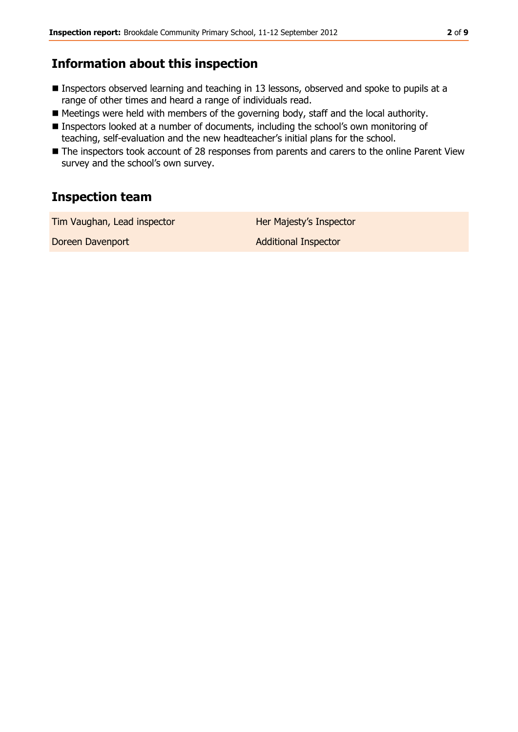## Information about this inspection

- Inspectors observed learning and teaching in 13 lessons, observed and spoke to pupils at a range of other times and heard a range of individuals read.
- Meetings were held with members of the governing body, staff and the local authority.
- Inspectors looked at a number of documents, including the school's own monitoring of teaching, self-evaluation and the new headteacher's initial plans for the school.
- The inspectors took account of 28 responses from parents and carers to the online Parent View survey and the school's own survey.

## Inspection team

| | |
|---|---|
| Tim Vaughan, Lead inspector | Her Majesty's Inspector |
| Doreen Davenport | Additional Inspector |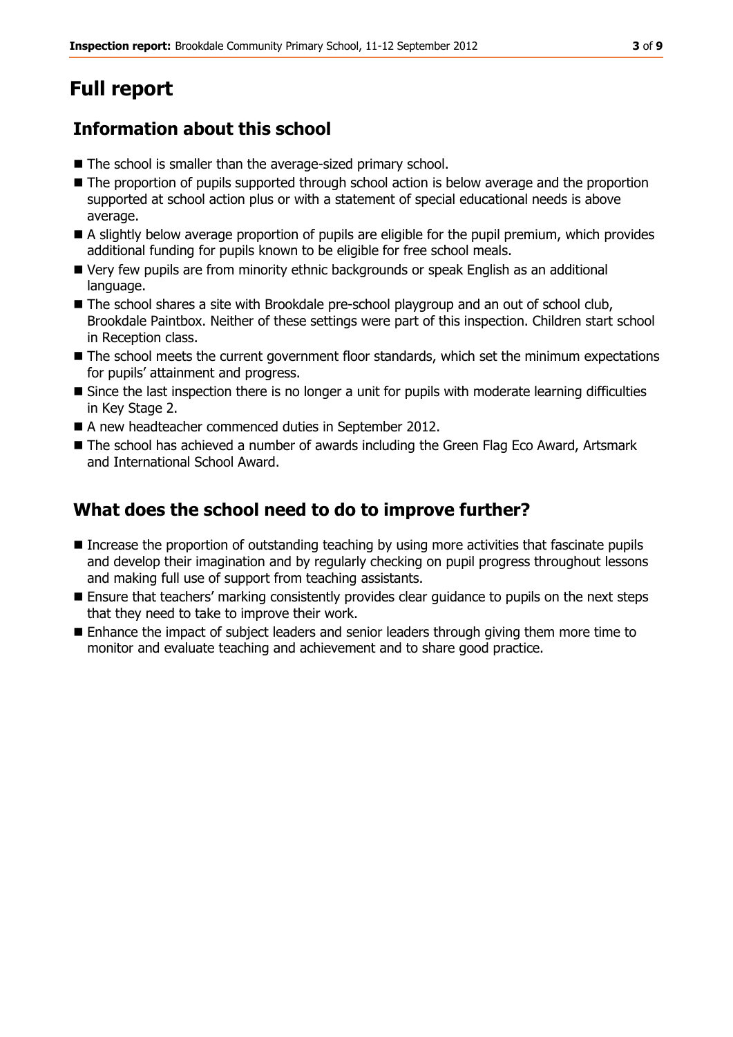# Full report

## Information about this school

- The school is smaller than the average-sized primary school.
- The proportion of pupils supported through school action is below average and the proportion supported at school action plus or with a statement of special educational needs is above average.
- A slightly below average proportion of pupils are eligible for the pupil premium, which provides additional funding for pupils known to be eligible for free school meals.
- Very few pupils are from minority ethnic backgrounds or speak English as an additional language.
- The school shares a site with Brookdale pre-school playgroup and an out of school club, Brookdale Paintbox. Neither of these settings were part of this inspection. Children start school in Reception class.
- The school meets the current government floor standards, which set the minimum expectations for pupils' attainment and progress.
- Since the last inspection there is no longer a unit for pupils with moderate learning difficulties in Key Stage 2.
- A new headteacher commenced duties in September 2012.
- The school has achieved a number of awards including the Green Flag Eco Award, Artsmark and International School Award.

## What does the school need to do to improve further?

- Increase the proportion of outstanding teaching by using more activities that fascinate pupils and develop their imagination and by regularly checking on pupil progress throughout lessons and making full use of support from teaching assistants.
- Ensure that teachers' marking consistently provides clear guidance to pupils on the next steps that they need to take to improve their work.
- Enhance the impact of subject leaders and senior leaders through giving them more time to monitor and evaluate teaching and achievement and to share good practice.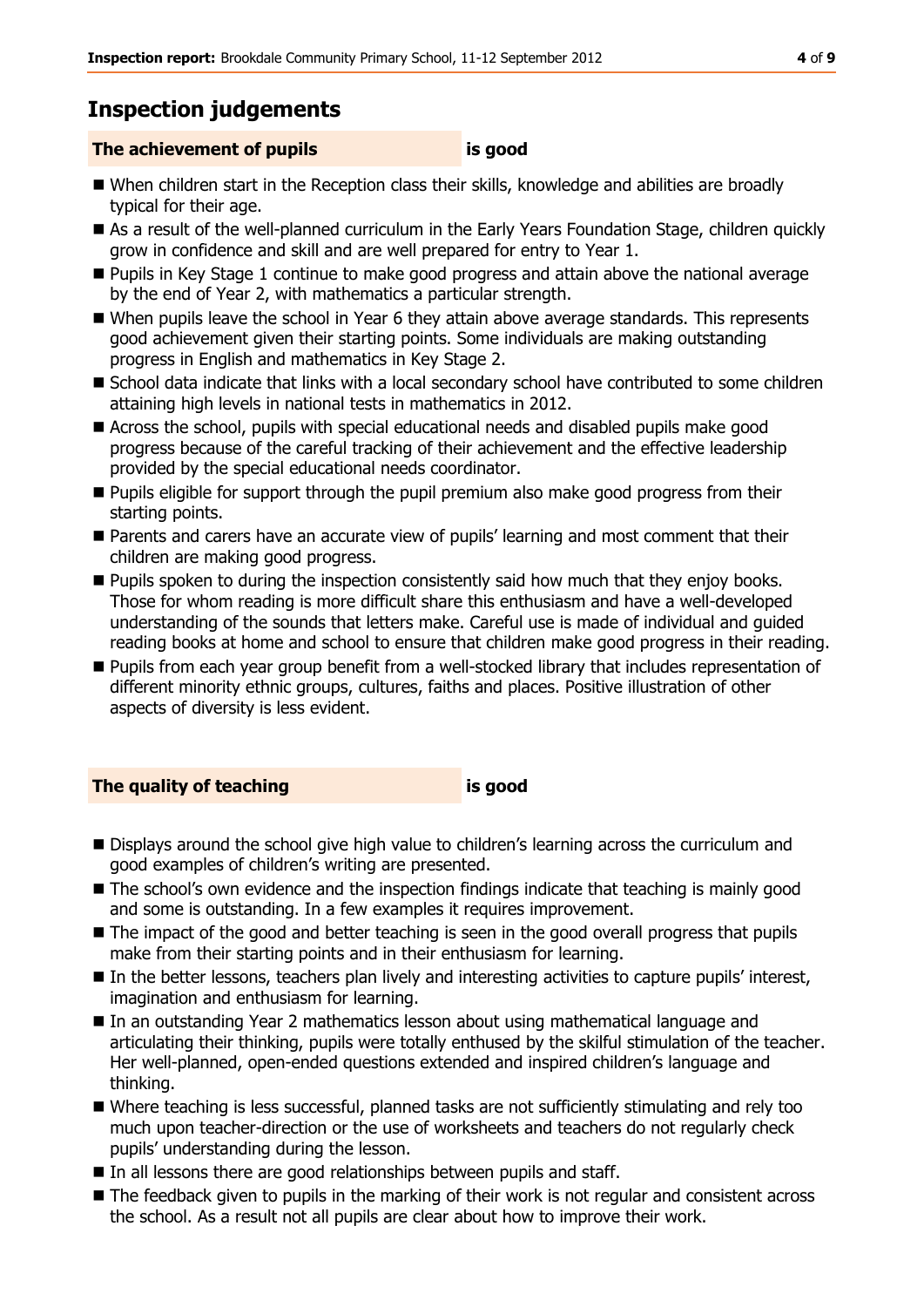## Inspection judgements

**The achievement of pupils** **is good**

- When children start in the Reception class their skills, knowledge and abilities are broadly typical for their age.
- As a result of the well-planned curriculum in the Early Years Foundation Stage, children quickly grow in confidence and skill and are well prepared for entry to Year 1.
- Pupils in Key Stage 1 continue to make good progress and attain above the national average by the end of Year 2, with mathematics a particular strength.
- When pupils leave the school in Year 6 they attain above average standards. This represents good achievement given their starting points. Some individuals are making outstanding progress in English and mathematics in Key Stage 2.
- School data indicate that links with a local secondary school have contributed to some children attaining high levels in national tests in mathematics in 2012.
- Across the school, pupils with special educational needs and disabled pupils make good progress because of the careful tracking of their achievement and the effective leadership provided by the special educational needs coordinator.
- Pupils eligible for support through the pupil premium also make good progress from their starting points.
- Parents and carers have an accurate view of pupils' learning and most comment that their children are making good progress.
- Pupils spoken to during the inspection consistently said how much that they enjoy books. Those for whom reading is more difficult share this enthusiasm and have a well-developed understanding of the sounds that letters make. Careful use is made of individual and guided reading books at home and school to ensure that children make good progress in their reading.
- Pupils from each year group benefit from a well-stocked library that includes representation of different minority ethnic groups, cultures, faiths and places. Positive illustration of other aspects of diversity is less evident.

**The quality of teaching** **is good**

- Displays around the school give high value to children's learning across the curriculum and good examples of children's writing are presented.
- The school's own evidence and the inspection findings indicate that teaching is mainly good and some is outstanding. In a few examples it requires improvement.
- The impact of the good and better teaching is seen in the good overall progress that pupils make from their starting points and in their enthusiasm for learning.
- In the better lessons, teachers plan lively and interesting activities to capture pupils' interest, imagination and enthusiasm for learning.
- In an outstanding Year 2 mathematics lesson about using mathematical language and articulating their thinking, pupils were totally enthused by the skilful stimulation of the teacher. Her well-planned, open-ended questions extended and inspired children's language and thinking.
- Where teaching is less successful, planned tasks are not sufficiently stimulating and rely too much upon teacher-direction or the use of worksheets and teachers do not regularly check pupils' understanding during the lesson.
- In all lessons there are good relationships between pupils and staff.
- The feedback given to pupils in the marking of their work is not regular and consistent across the school. As a result not all pupils are clear about how to improve their work.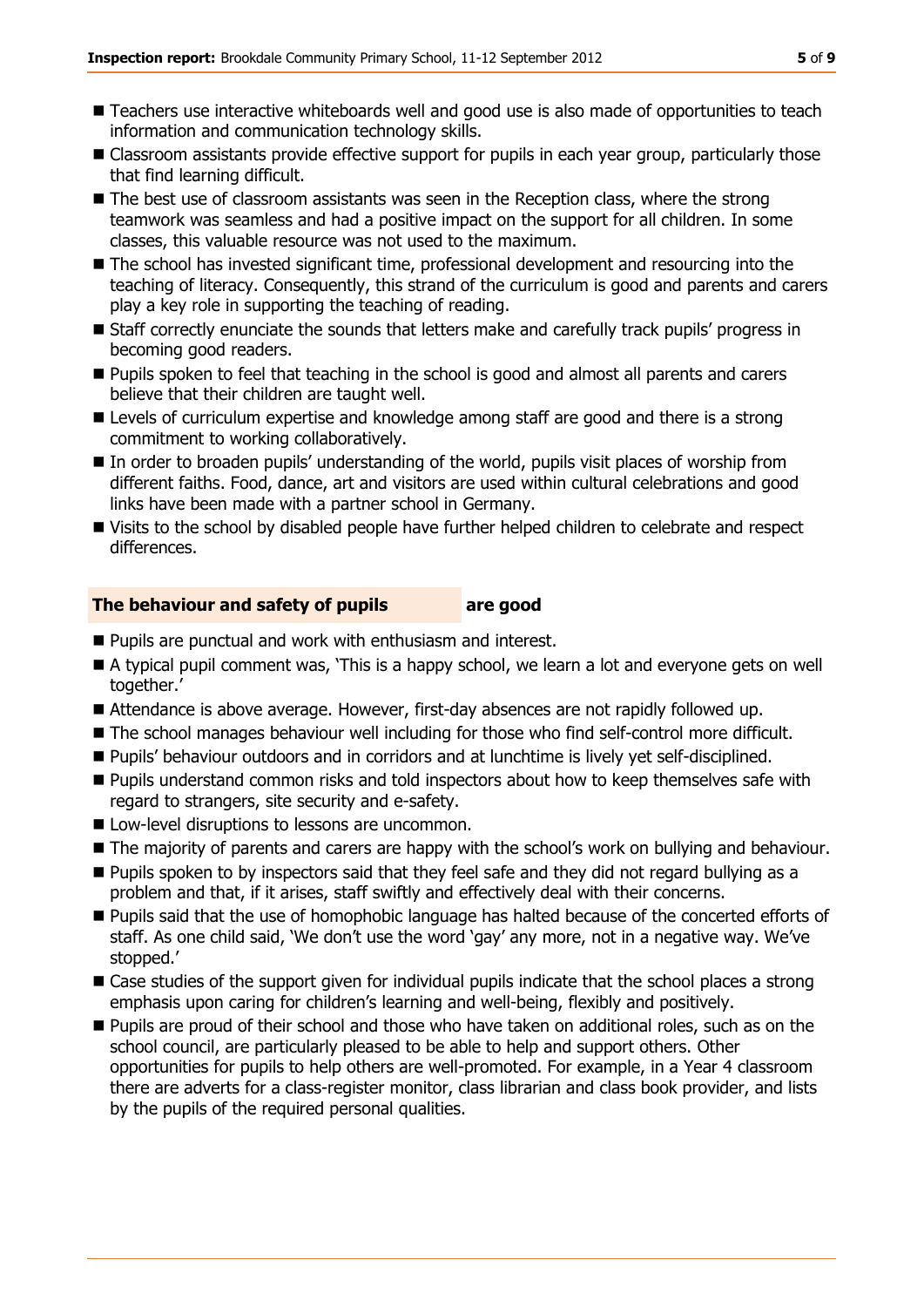- Teachers use interactive whiteboards well and good use is also made of opportunities to teach information and communication technology skills.
- Classroom assistants provide effective support for pupils in each year group, particularly those that find learning difficult.
- The best use of classroom assistants was seen in the Reception class, where the strong teamwork was seamless and had a positive impact on the support for all children. In some classes, this valuable resource was not used to the maximum.
- The school has invested significant time, professional development and resourcing into the teaching of literacy. Consequently, this strand of the curriculum is good and parents and carers play a key role in supporting the teaching of reading.
- Staff correctly enunciate the sounds that letters make and carefully track pupils' progress in becoming good readers.
- Pupils spoken to feel that teaching in the school is good and almost all parents and carers believe that their children are taught well.
- Levels of curriculum expertise and knowledge among staff are good and there is a strong commitment to working collaboratively.
- In order to broaden pupils' understanding of the world, pupils visit places of worship from different faiths. Food, dance, art and visitors are used within cultural celebrations and good links have been made with a partner school in Germany.
- Visits to the school by disabled people have further helped children to celebrate and respect differences.

## The behaviour and safety of pupils are good

- Pupils are punctual and work with enthusiasm and interest.
- A typical pupil comment was, 'This is a happy school, we learn a lot and everyone gets on well together.'
- Attendance is above average. However, first-day absences are not rapidly followed up.
- The school manages behaviour well including for those who find self-control more difficult.
- Pupils' behaviour outdoors and in corridors and at lunchtime is lively yet self-disciplined.
- Pupils understand common risks and told inspectors about how to keep themselves safe with regard to strangers, site security and e-safety.
- Low-level disruptions to lessons are uncommon.
- The majority of parents and carers are happy with the school's work on bullying and behaviour.
- Pupils spoken to by inspectors said that they feel safe and they did not regard bullying as a problem and that, if it arises, staff swiftly and effectively deal with their concerns.
- Pupils said that the use of homophobic language has halted because of the concerted efforts of staff. As one child said, 'We don't use the word 'gay' any more, not in a negative way. We've stopped.'
- Case studies of the support given for individual pupils indicate that the school places a strong emphasis upon caring for children's learning and well-being, flexibly and positively.
- Pupils are proud of their school and those who have taken on additional roles, such as on the school council, are particularly pleased to be able to help and support others. Other opportunities for pupils to help others are well-promoted. For example, in a Year 4 classroom there are adverts for a class-register monitor, class librarian and class book provider, and lists by the pupils of the required personal qualities.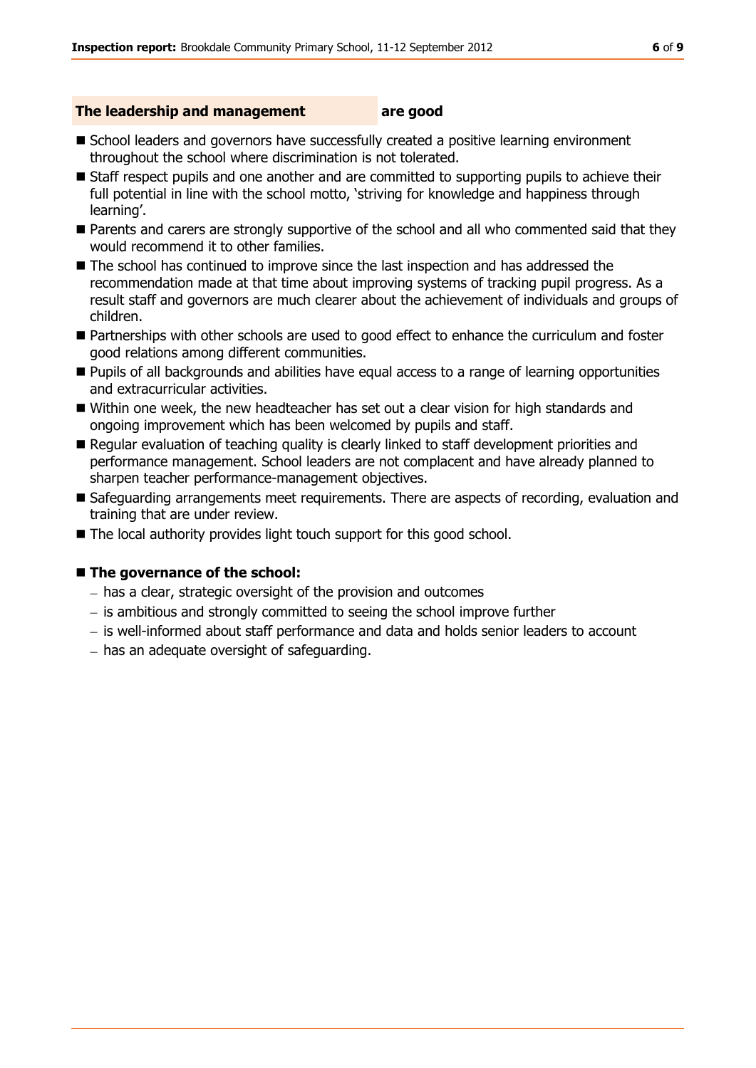## The leadership and management are good

- School leaders and governors have successfully created a positive learning environment throughout the school where discrimination is not tolerated.
- Staff respect pupils and one another and are committed to supporting pupils to achieve their full potential in line with the school motto, 'striving for knowledge and happiness through learning'.
- Parents and carers are strongly supportive of the school and all who commented said that they would recommend it to other families.
- The school has continued to improve since the last inspection and has addressed the recommendation made at that time about improving systems of tracking pupil progress. As a result staff and governors are much clearer about the achievement of individuals and groups of children.
- Partnerships with other schools are used to good effect to enhance the curriculum and foster good relations among different communities.
- Pupils of all backgrounds and abilities have equal access to a range of learning opportunities and extracurricular activities.
- Within one week, the new headteacher has set out a clear vision for high standards and ongoing improvement which has been welcomed by pupils and staff.
- Regular evaluation of teaching quality is clearly linked to staff development priorities and performance management. School leaders are not complacent and have already planned to sharpen teacher performance-management objectives.
- Safeguarding arrangements meet requirements. There are aspects of recording, evaluation and training that are under review.
- The local authority provides light touch support for this good school.

- **The governance of the school:**
  - has a clear, strategic oversight of the provision and outcomes
  - is ambitious and strongly committed to seeing the school improve further
  - is well-informed about staff performance and data and holds senior leaders to account
  - has an adequate oversight of safeguarding.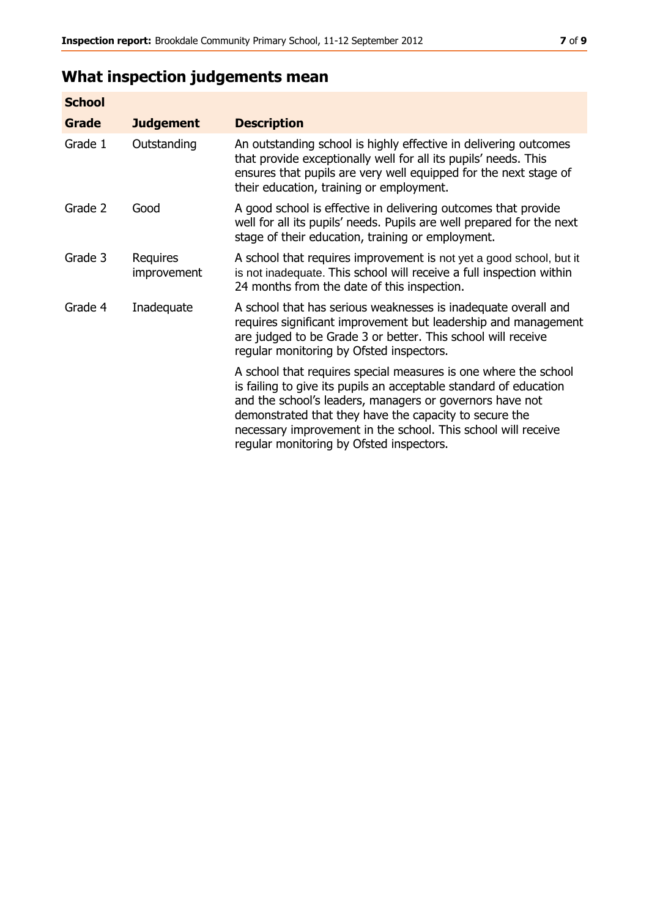## What inspection judgements mean

| School | | |
|---|---|---|
| **Grade** | **Judgement** | **Description** |
| Grade 1 | Outstanding | An outstanding school is highly effective in delivering outcomes that provide exceptionally well for all its pupils' needs. This ensures that pupils are very well equipped for the next stage of their education, training or employment. |
| Grade 2 | Good | A good school is effective in delivering outcomes that provide well for all its pupils' needs. Pupils are well prepared for the next stage of their education, training or employment. |
| Grade 3 | Requires improvement | A school that requires improvement is not yet a good school, but it is not inadequate. This school will receive a full inspection within 24 months from the date of this inspection. |
| Grade 4 | Inadequate | A school that has serious weaknesses is inadequate overall and requires significant improvement but leadership and management are judged to be Grade 3 or better. This school will receive regular monitoring by Ofsted inspectors. |
| | | A school that requires special measures is one where the school is failing to give its pupils an acceptable standard of education and the school's leaders, managers or governors have not demonstrated that they have the capacity to secure the necessary improvement in the school. This school will receive regular monitoring by Ofsted inspectors. |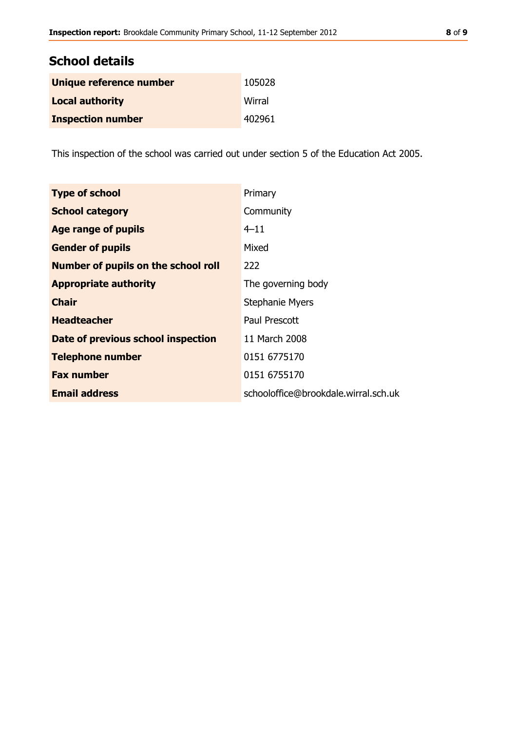## School details

| | |
|---|---|
| **Unique reference number** | 105028 |
| **Local authority** | Wirral |
| **Inspection number** | 402961 |

This inspection of the school was carried out under section 5 of the Education Act 2005.

| | |
|---|---|
| **Type of school** | Primary |
| **School category** | Community |
| **Age range of pupils** | 4–11 |
| **Gender of pupils** | Mixed |
| **Number of pupils on the school roll** | 222 |
| **Appropriate authority** | The governing body |
| **Chair** | Stephanie Myers |
| **Headteacher** | Paul Prescott |
| **Date of previous school inspection** | 11 March 2008 |
| **Telephone number** | 0151 6775170 |
| **Fax number** | 0151 6755170 |
| **Email address** | schooloffice@brookdale.wirral.sch.uk |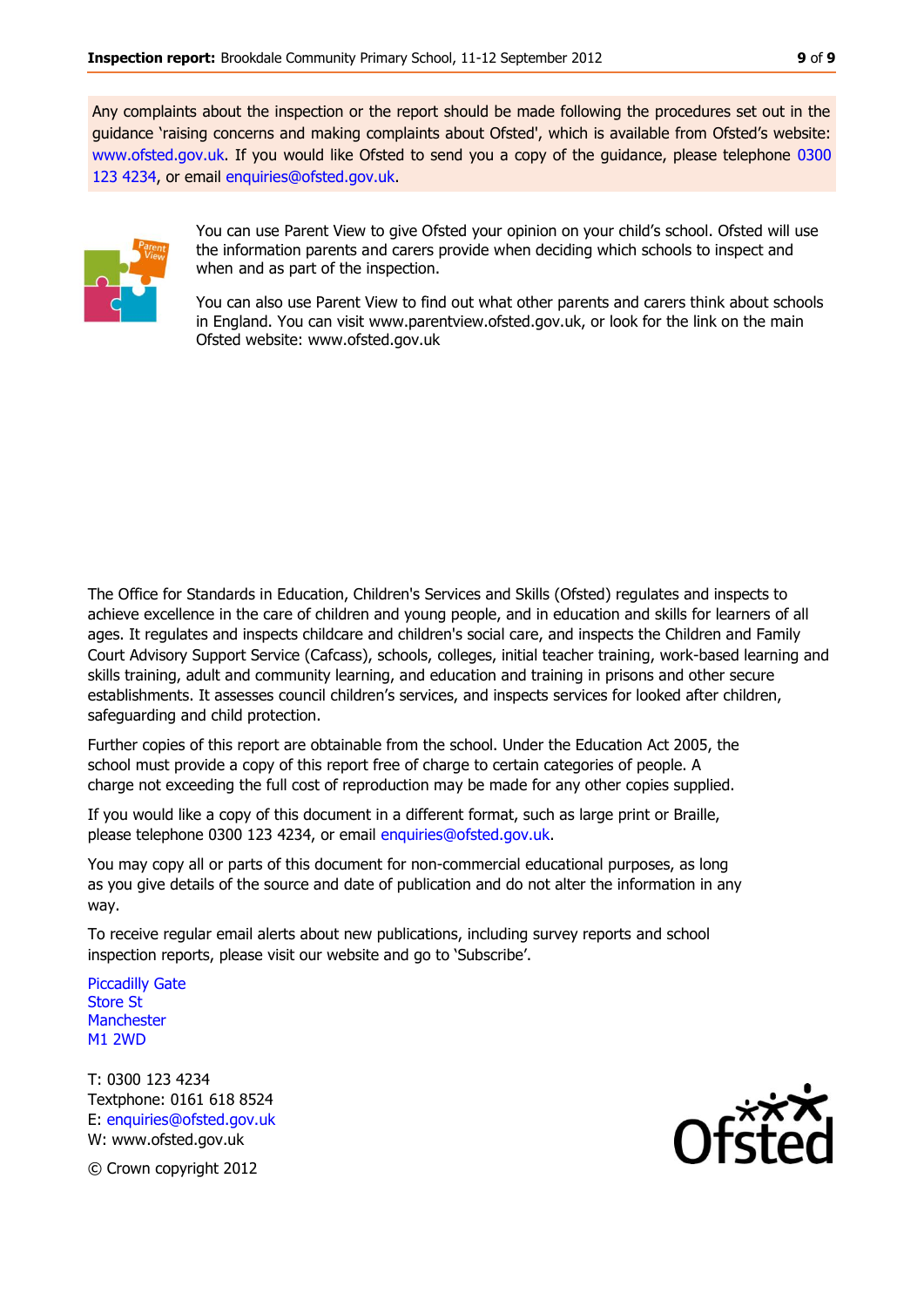Any complaints about the inspection or the report should be made following the procedures set out in the guidance 'raising concerns and making complaints about Ofsted', which is available from Ofsted's website: www.ofsted.gov.uk. If you would like Ofsted to send you a copy of the guidance, please telephone 0300 123 4234, or email enquiries@ofsted.gov.uk.

You can use Parent View to give Ofsted your opinion on your child's school. Ofsted will use the information parents and carers provide when deciding which schools to inspect and when and as part of the inspection.

You can also use Parent View to find out what other parents and carers think about schools in England. You can visit www.parentview.ofsted.gov.uk, or look for the link on the main Ofsted website: www.ofsted.gov.uk

The Office for Standards in Education, Children's Services and Skills (Ofsted) regulates and inspects to achieve excellence in the care of children and young people, and in education and skills for learners of all ages. It regulates and inspects childcare and children's social care, and inspects the Children and Family Court Advisory Support Service (Cafcass), schools, colleges, initial teacher training, work-based learning and skills training, adult and community learning, and education and training in prisons and other secure establishments. It assesses council children's services, and inspects services for looked after children, safeguarding and child protection.

Further copies of this report are obtainable from the school. Under the Education Act 2005, the school must provide a copy of this report free of charge to certain categories of people. A charge not exceeding the full cost of reproduction may be made for any other copies supplied.

If you would like a copy of this document in a different format, such as large print or Braille, please telephone 0300 123 4234, or email enquiries@ofsted.gov.uk.

You may copy all or parts of this document for non-commercial educational purposes, as long as you give details of the source and date of publication and do not alter the information in any way.

To receive regular email alerts about new publications, including survey reports and school inspection reports, please visit our website and go to 'Subscribe'.

Piccadilly Gate
Store St
Manchester
M1 2WD

T: 0300 123 4234
Textphone: 0161 618 8524
E: enquiries@ofsted.gov.uk
W: www.ofsted.gov.uk

© Crown copyright 2012